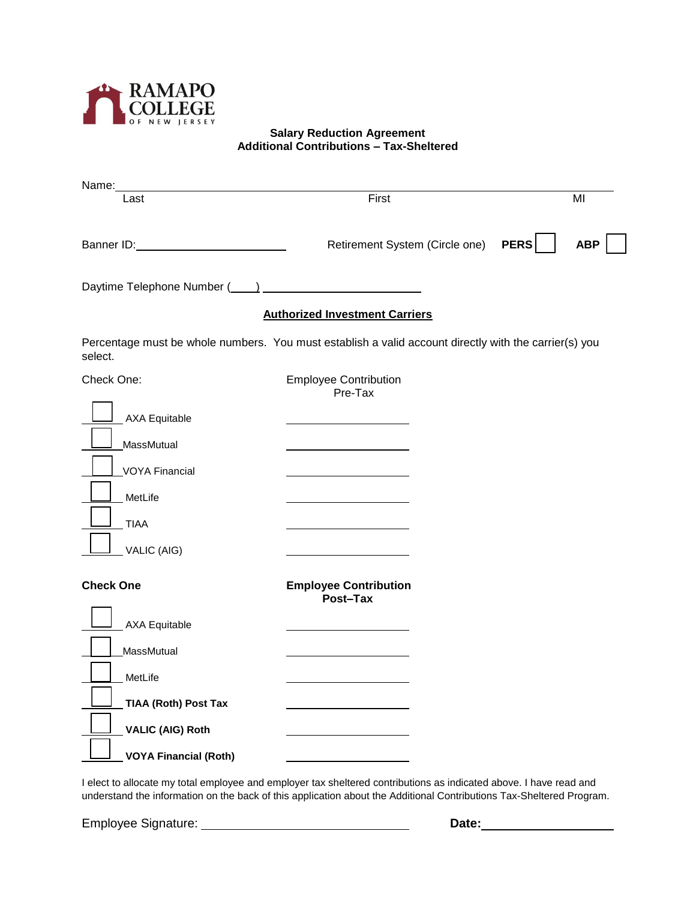RAMAPO COLLEGE OF NEW JERSEY

## Salary Reduction Agreement
## Additional Contributions – Tax-Sheltered

Name: ________________________________________________
Last First MI

Banner ID: ____________________ Retirement System (Circle one) **PERS** ☐ **ABP** ☐

Daytime Telephone Number (____) ____________________

**Authorized Investment Carriers**

Percentage must be whole numbers. You must establish a valid account directly with the carrier(s) you select.

| Check One: | Employee Contribution Pre-Tax |
|---|---|
| ☐ AXA Equitable | ____________ |
| ☐ MassMutual | ____________ |
| ☐ VOYA Financial | ____________ |
| ☐ MetLife | ____________ |
| ☐ TIAA | ____________ |
| ☐ VALIC (AIG) | ____________ |

| **Check One** | **Employee Contribution Post–Tax** |
|---|---|
| ☐ AXA Equitable | ____________ |
| ☐ MassMutual | ____________ |
| ☐ MetLife | ____________ |
| ☐ **TIAA (Roth) Post Tax** | ____________ |
| ☐ **VALIC (AIG) Roth** | ____________ |
| ☐ **VOYA Financial (Roth)** | ____________ |

I elect to allocate my total employee and employer tax sheltered contributions as indicated above. I have read and understand the information on the back of this application about the Additional Contributions Tax-Sheltered Program.

Employee Signature: ____________________ **Date:** ____________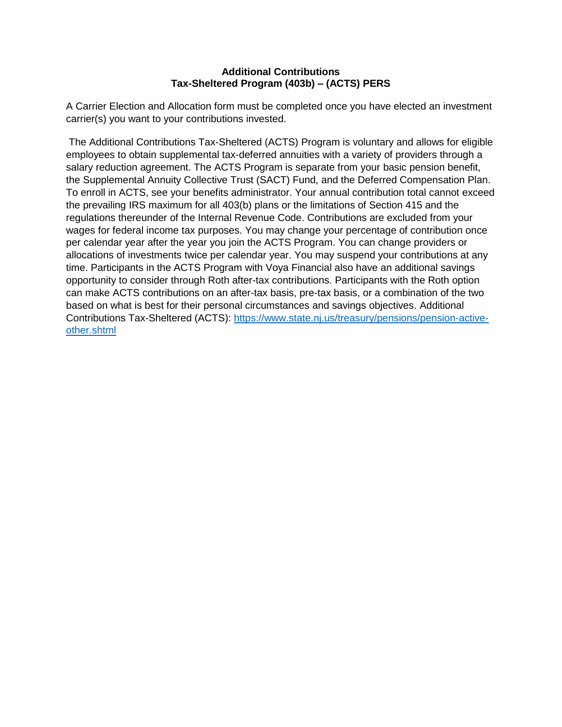**Additional Contributions**
**Tax-Sheltered Program (403b) – (ACTS) PERS**

A Carrier Election and Allocation form must be completed once you have elected an investment carrier(s) you want to your contributions invested.

The Additional Contributions Tax-Sheltered (ACTS) Program is voluntary and allows for eligible employees to obtain supplemental tax-deferred annuities with a variety of providers through a salary reduction agreement. The ACTS Program is separate from your basic pension benefit, the Supplemental Annuity Collective Trust (SACT) Fund, and the Deferred Compensation Plan. To enroll in ACTS, see your benefits administrator. Your annual contribution total cannot exceed the prevailing IRS maximum for all 403(b) plans or the limitations of Section 415 and the regulations thereunder of the Internal Revenue Code. Contributions are excluded from your wages for federal income tax purposes. You may change your percentage of contribution once per calendar year after the year you join the ACTS Program. You can change providers or allocations of investments twice per calendar year. You may suspend your contributions at any time. Participants in the ACTS Program with Voya Financial also have an additional savings opportunity to consider through Roth after-tax contributions. Participants with the Roth option can make ACTS contributions on an after-tax basis, pre-tax basis, or a combination of the two based on what is best for their personal circumstances and savings objectives. Additional Contributions Tax-Sheltered (ACTS): [https://www.state.nj.us/treasury/pensions/pension-active-other.shtml](https://www.state.nj.us/treasury/pensions/pension-active-other.shtml)